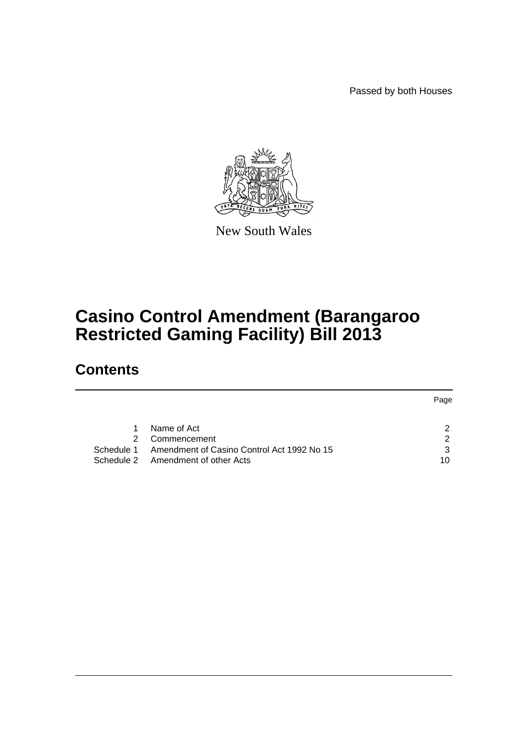Passed by both Houses

New South Wales

# Casino Control Amendment (Barangaroo Restricted Gaming Facility) Bill 2013

## Contents

| | | Page |
|---|---|---|
| 1 | Name of Act | 2 |
| 2 | Commencement | 2 |
| Schedule 1 | Amendment of Casino Control Act 1992 No 15 | 3 |
| Schedule 2 | Amendment of other Acts | 10 |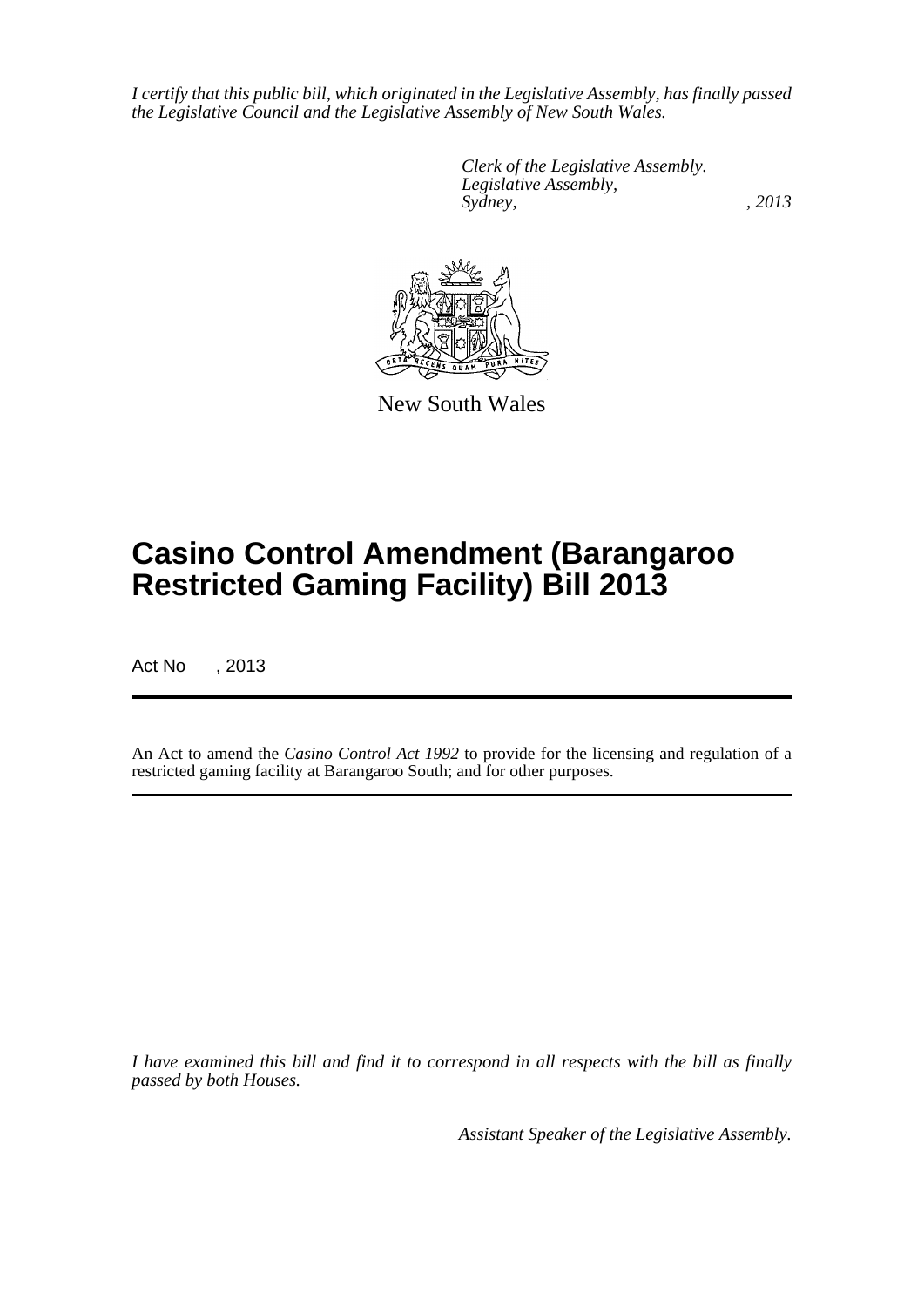*I certify that this public bill, which originated in the Legislative Assembly, has finally passed the Legislative Council and the Legislative Assembly of New South Wales.*

*Clerk of the Legislative Assembly.*
*Legislative Assembly,*
*Sydney, , 2013*

New South Wales

# Casino Control Amendment (Barangaroo Restricted Gaming Facility) Bill 2013

Act No , 2013

An Act to amend the *Casino Control Act 1992* to provide for the licensing and regulation of a restricted gaming facility at Barangaroo South; and for other purposes.

*I have examined this bill and find it to correspond in all respects with the bill as finally passed by both Houses.*

*Assistant Speaker of the Legislative Assembly.*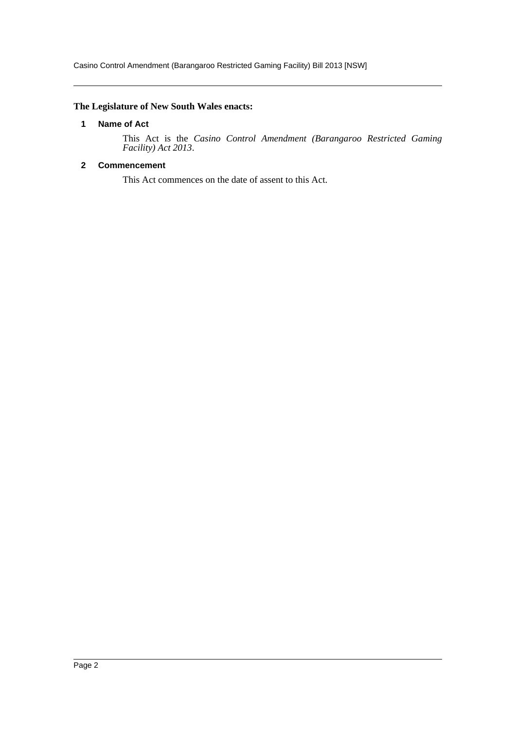**The Legislature of New South Wales enacts:**

## 1 Name of Act

This Act is the *Casino Control Amendment (Barangaroo Restricted Gaming Facility) Act 2013*.

## 2 Commencement

This Act commences on the date of assent to this Act.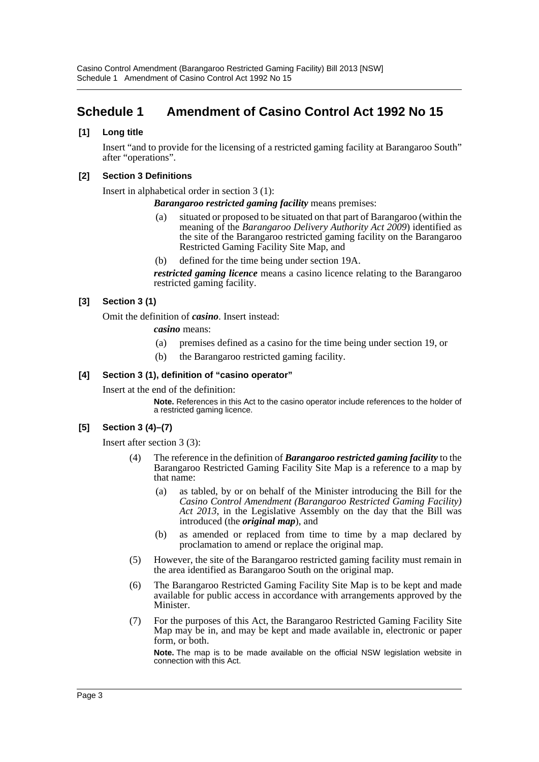# Schedule 1 Amendment of Casino Control Act 1992 No 15

**[1] Long title**

Insert "and to provide for the licensing of a restricted gaming facility at Barangaroo South" after "operations".

**[2] Section 3 Definitions**

Insert in alphabetical order in section 3 (1):

***Barangaroo restricted gaming facility*** means premises:

(a) situated or proposed to be situated on that part of Barangaroo (within the meaning of the *Barangaroo Delivery Authority Act 2009*) identified as the site of the Barangaroo restricted gaming facility on the Barangaroo Restricted Gaming Facility Site Map, and

(b) defined for the time being under section 19A.

***restricted gaming licence*** means a casino licence relating to the Barangaroo restricted gaming facility.

**[3] Section 3 (1)**

Omit the definition of ***casino***. Insert instead:

***casino*** means:

(a) premises defined as a casino for the time being under section 19, or

(b) the Barangaroo restricted gaming facility.

**[4] Section 3 (1), definition of "casino operator"**

Insert at the end of the definition:

**Note.** References in this Act to the casino operator include references to the holder of a restricted gaming licence.

**[5] Section 3 (4)–(7)**

Insert after section 3 (3):

(4) The reference in the definition of ***Barangaroo restricted gaming facility*** to the Barangaroo Restricted Gaming Facility Site Map is a reference to a map by that name:

(a) as tabled, by or on behalf of the Minister introducing the Bill for the *Casino Control Amendment (Barangaroo Restricted Gaming Facility) Act 2013*, in the Legislative Assembly on the day that the Bill was introduced (the ***original map***), and

(b) as amended or replaced from time to time by a map declared by proclamation to amend or replace the original map.

(5) However, the site of the Barangaroo restricted gaming facility must remain in the area identified as Barangaroo South on the original map.

(6) The Barangaroo Restricted Gaming Facility Site Map is to be kept and made available for public access in accordance with arrangements approved by the Minister.

(7) For the purposes of this Act, the Barangaroo Restricted Gaming Facility Site Map may be in, and may be kept and made available in, electronic or paper form, or both.

**Note.** The map is to be made available on the official NSW legislation website in connection with this Act.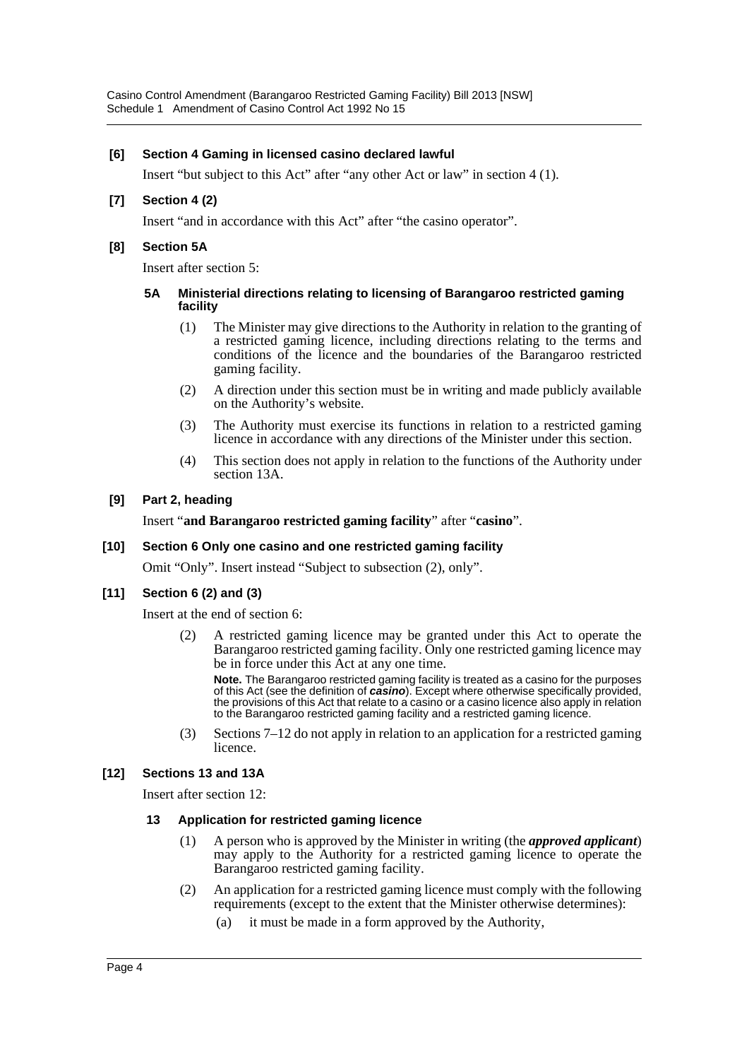### [6] Section 4 Gaming in licensed casino declared lawful

Insert "but subject to this Act" after "any other Act or law" in section 4 (1).

### [7] Section 4 (2)

Insert "and in accordance with this Act" after "the casino operator".

### [8] Section 5A

Insert after section 5:

#### 5A Ministerial directions relating to licensing of Barangaroo restricted gaming facility

(1) The Minister may give directions to the Authority in relation to the granting of a restricted gaming licence, including directions relating to the terms and conditions of the licence and the boundaries of the Barangaroo restricted gaming facility.

(2) A direction under this section must be in writing and made publicly available on the Authority's website.

(3) The Authority must exercise its functions in relation to a restricted gaming licence in accordance with any directions of the Minister under this section.

(4) This section does not apply in relation to the functions of the Authority under section 13A.

### [9] Part 2, heading

Insert "**and Barangaroo restricted gaming facility**" after "**casino**".

### [10] Section 6 Only one casino and one restricted gaming facility

Omit "Only". Insert instead "Subject to subsection (2), only".

### [11] Section 6 (2) and (3)

Insert at the end of section 6:

(2) A restricted gaming licence may be granted under this Act to operate the Barangaroo restricted gaming facility. Only one restricted gaming licence may be in force under this Act at any one time.

**Note.** The Barangaroo restricted gaming facility is treated as a casino for the purposes of this Act (see the definition of ***casino***). Except where otherwise specifically provided, the provisions of this Act that relate to a casino or a casino licence also apply in relation to the Barangaroo restricted gaming facility and a restricted gaming licence.

(3) Sections 7–12 do not apply in relation to an application for a restricted gaming licence.

### [12] Sections 13 and 13A

Insert after section 12:

#### 13 Application for restricted gaming licence

(1) A person who is approved by the Minister in writing (the ***approved applicant***) may apply to the Authority for a restricted gaming licence to operate the Barangaroo restricted gaming facility.

(2) An application for a restricted gaming licence must comply with the following requirements (except to the extent that the Minister otherwise determines):

(a) it must be made in a form approved by the Authority,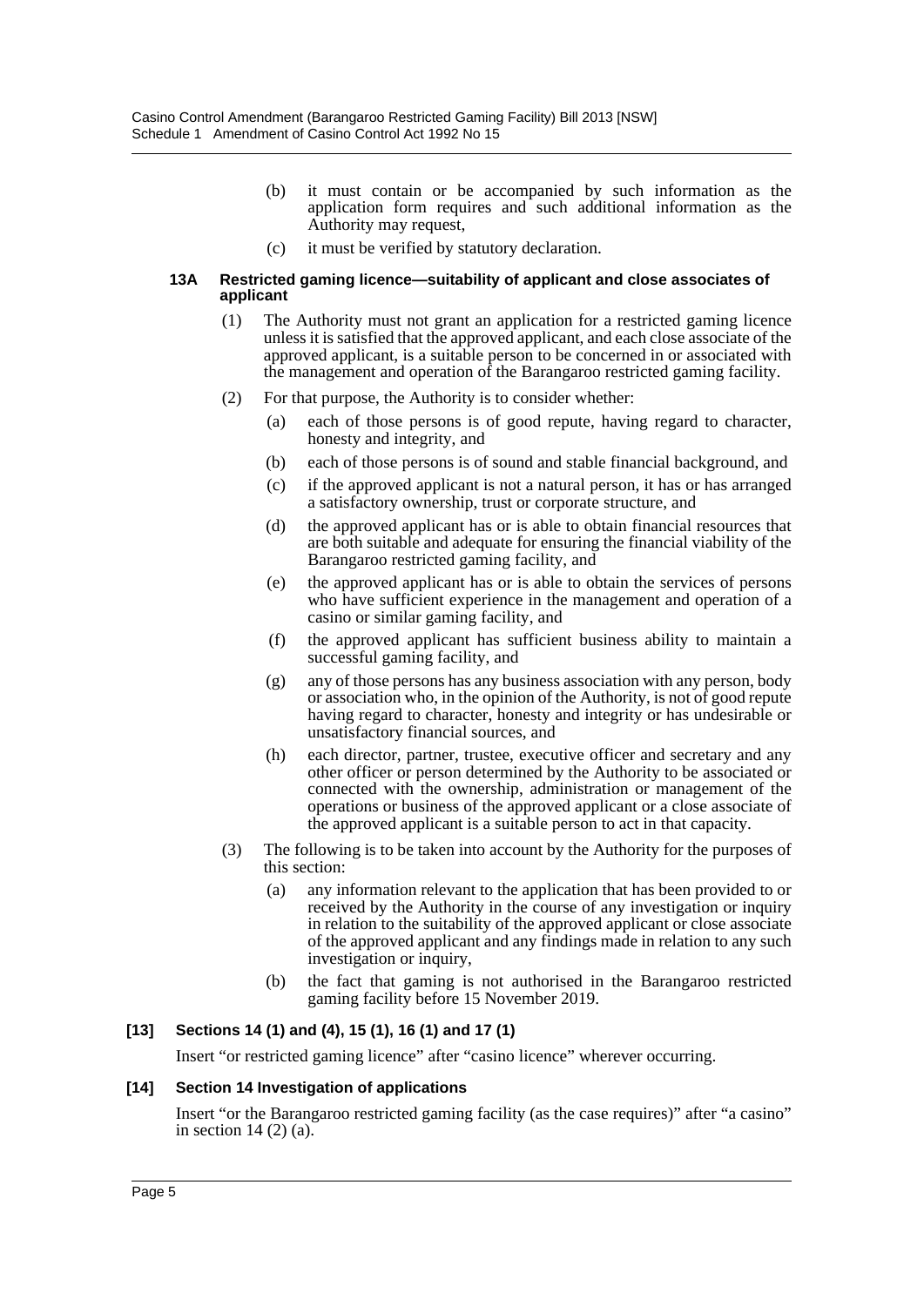(b) it must contain or be accompanied by such information as the application form requires and such additional information as the Authority may request,

(c) it must be verified by statutory declaration.

**13A Restricted gaming licence—suitability of applicant and close associates of applicant**

(1) The Authority must not grant an application for a restricted gaming licence unless it is satisfied that the approved applicant, and each close associate of the approved applicant, is a suitable person to be concerned in or associated with the management and operation of the Barangaroo restricted gaming facility.

(2) For that purpose, the Authority is to consider whether:

(a) each of those persons is of good repute, having regard to character, honesty and integrity, and

(b) each of those persons is of sound and stable financial background, and

(c) if the approved applicant is not a natural person, it has or has arranged a satisfactory ownership, trust or corporate structure, and

(d) the approved applicant has or is able to obtain financial resources that are both suitable and adequate for ensuring the financial viability of the Barangaroo restricted gaming facility, and

(e) the approved applicant has or is able to obtain the services of persons who have sufficient experience in the management and operation of a casino or similar gaming facility, and

(f) the approved applicant has sufficient business ability to maintain a successful gaming facility, and

(g) any of those persons has any business association with any person, body or association who, in the opinion of the Authority, is not of good repute having regard to character, honesty and integrity or has undesirable or unsatisfactory financial sources, and

(h) each director, partner, trustee, executive officer and secretary and any other officer or person determined by the Authority to be associated or connected with the ownership, administration or management of the operations or business of the approved applicant or a close associate of the approved applicant is a suitable person to act in that capacity.

(3) The following is to be taken into account by the Authority for the purposes of this section:

(a) any information relevant to the application that has been provided to or received by the Authority in the course of any investigation or inquiry in relation to the suitability of the approved applicant or close associate of the approved applicant and any findings made in relation to any such investigation or inquiry,

(b) the fact that gaming is not authorised in the Barangaroo restricted gaming facility before 15 November 2019.

**[13] Sections 14 (1) and (4), 15 (1), 16 (1) and 17 (1)**

Insert "or restricted gaming licence" after "casino licence" wherever occurring.

**[14] Section 14 Investigation of applications**

Insert "or the Barangaroo restricted gaming facility (as the case requires)" after "a casino" in section 14 (2) (a).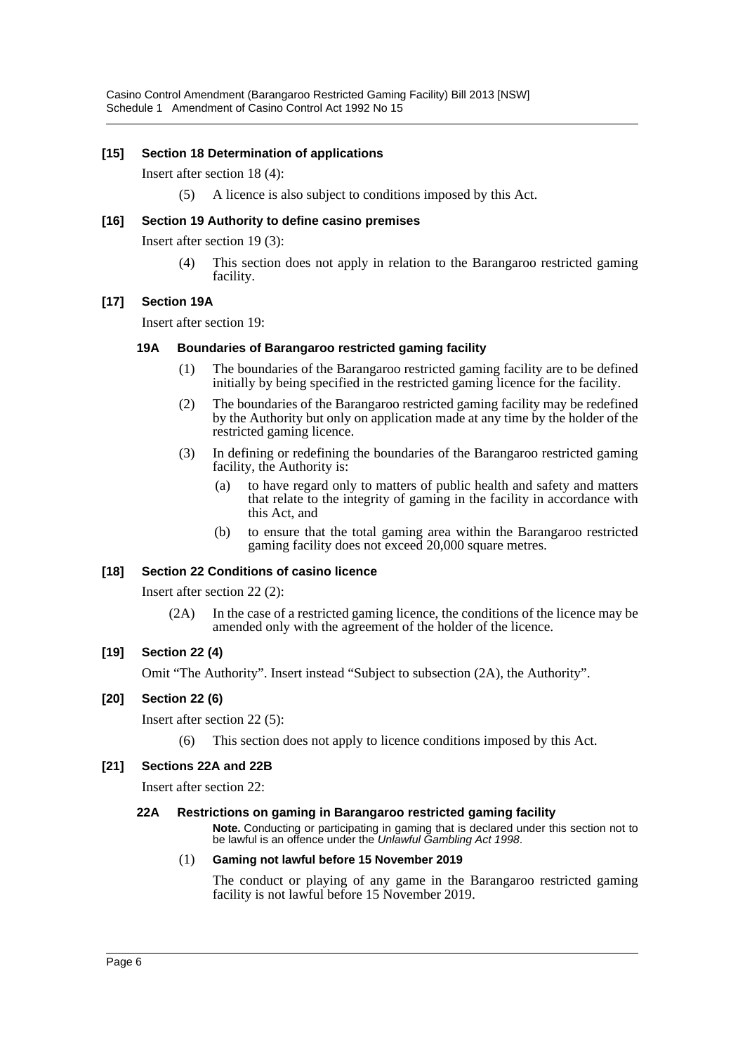**[15] Section 18 Determination of applications**

Insert after section 18 (4):

(5) A licence is also subject to conditions imposed by this Act.

**[16] Section 19 Authority to define casino premises**

Insert after section 19 (3):

(4) This section does not apply in relation to the Barangaroo restricted gaming facility.

**[17] Section 19A**

Insert after section 19:

**19A Boundaries of Barangaroo restricted gaming facility**

(1) The boundaries of the Barangaroo restricted gaming facility are to be defined initially by being specified in the restricted gaming licence for the facility.

(2) The boundaries of the Barangaroo restricted gaming facility may be redefined by the Authority but only on application made at any time by the holder of the restricted gaming licence.

(3) In defining or redefining the boundaries of the Barangaroo restricted gaming facility, the Authority is:

(a) to have regard only to matters of public health and safety and matters that relate to the integrity of gaming in the facility in accordance with this Act, and

(b) to ensure that the total gaming area within the Barangaroo restricted gaming facility does not exceed 20,000 square metres.

**[18] Section 22 Conditions of casino licence**

Insert after section 22 (2):

(2A) In the case of a restricted gaming licence, the conditions of the licence may be amended only with the agreement of the holder of the licence.

**[19] Section 22 (4)**

Omit "The Authority". Insert instead "Subject to subsection (2A), the Authority".

**[20] Section 22 (6)**

Insert after section 22 (5):

(6) This section does not apply to licence conditions imposed by this Act.

**[21] Sections 22A and 22B**

Insert after section 22:

**22A Restrictions on gaming in Barangaroo restricted gaming facility**

**Note.** Conducting or participating in gaming that is declared under this section not to be lawful is an offence under the *Unlawful Gambling Act 1998*.

(1) **Gaming not lawful before 15 November 2019**

The conduct or playing of any game in the Barangaroo restricted gaming facility is not lawful before 15 November 2019.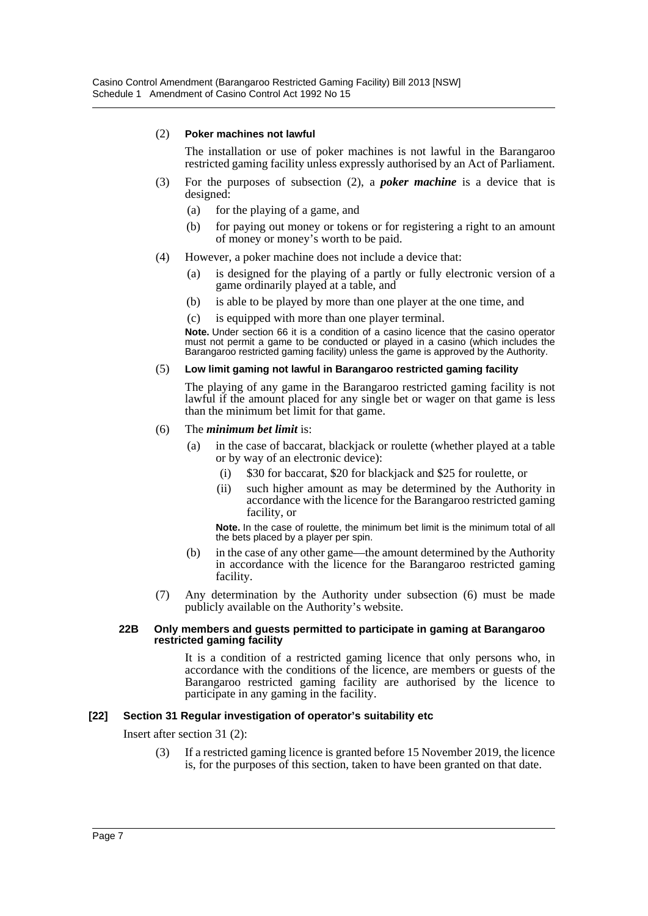(2) **Poker machines not lawful**

The installation or use of poker machines is not lawful in the Barangaroo restricted gaming facility unless expressly authorised by an Act of Parliament.

(3) For the purposes of subsection (2), a ***poker machine*** is a device that is designed:

(a) for the playing of a game, and

(b) for paying out money or tokens or for registering a right to an amount of money or money's worth to be paid.

(4) However, a poker machine does not include a device that:

(a) is designed for the playing of a partly or fully electronic version of a game ordinarily played at a table, and

(b) is able to be played by more than one player at the one time, and

(c) is equipped with more than one player terminal.

**Note.** Under section 66 it is a condition of a casino licence that the casino operator must not permit a game to be conducted or played in a casino (which includes the Barangaroo restricted gaming facility) unless the game is approved by the Authority.

(5) **Low limit gaming not lawful in Barangaroo restricted gaming facility**

The playing of any game in the Barangaroo restricted gaming facility is not lawful if the amount placed for any single bet or wager on that game is less than the minimum bet limit for that game.

(6) The ***minimum bet limit*** is:

(a) in the case of baccarat, blackjack or roulette (whether played at a table or by way of an electronic device):

(i) $30 for baccarat, $20 for blackjack and $25 for roulette, or

(ii) such higher amount as may be determined by the Authority in accordance with the licence for the Barangaroo restricted gaming facility, or

**Note.** In the case of roulette, the minimum bet limit is the minimum total of all the bets placed by a player per spin.

(b) in the case of any other game—the amount determined by the Authority in accordance with the licence for the Barangaroo restricted gaming facility.

(7) Any determination by the Authority under subsection (6) must be made publicly available on the Authority's website.

#### 22B Only members and guests permitted to participate in gaming at Barangaroo restricted gaming facility

It is a condition of a restricted gaming licence that only persons who, in accordance with the conditions of the licence, are members or guests of the Barangaroo restricted gaming facility are authorised by the licence to participate in any gaming in the facility.

### [22] Section 31 Regular investigation of operator's suitability etc

Insert after section 31 (2):

(3) If a restricted gaming licence is granted before 15 November 2019, the licence is, for the purposes of this section, taken to have been granted on that date.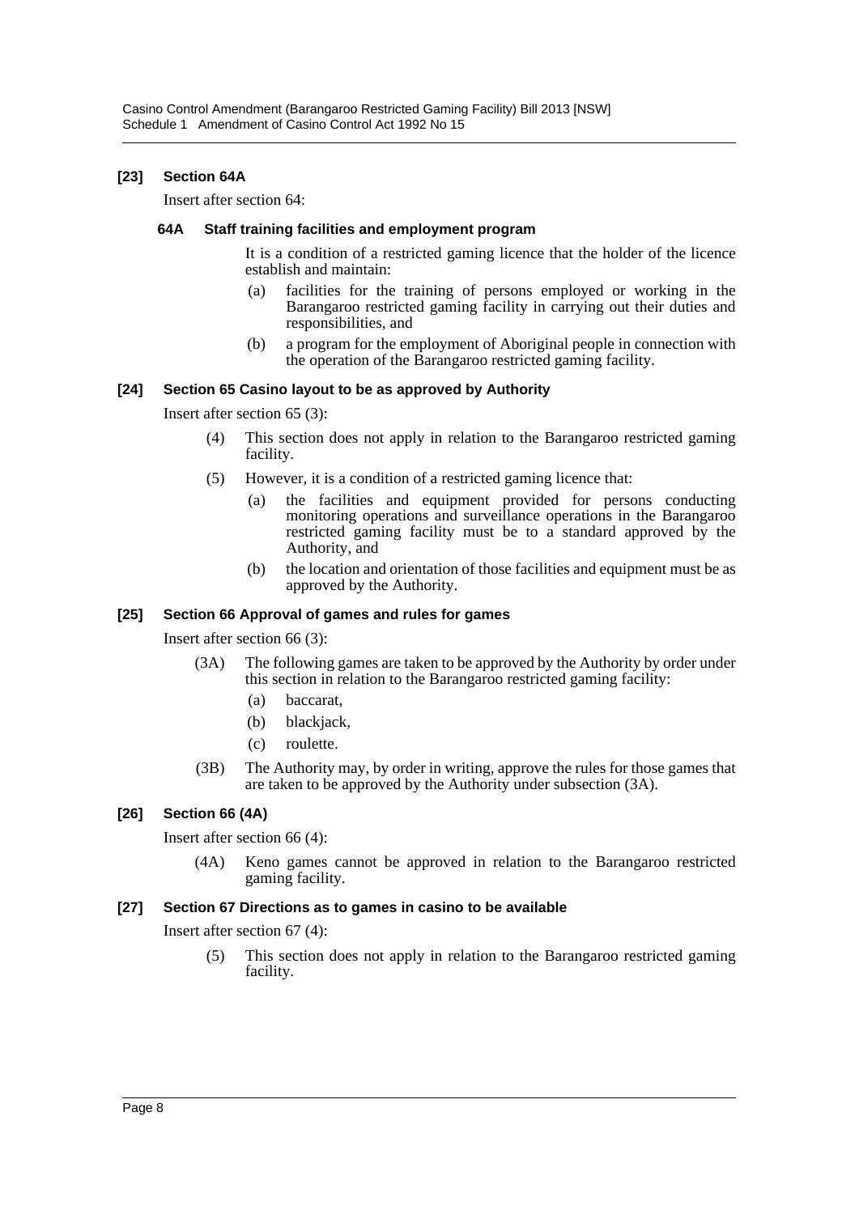**[23] Section 64A**

Insert after section 64:

**64A Staff training facilities and employment program**

It is a condition of a restricted gaming licence that the holder of the licence establish and maintain:

- (a) facilities for the training of persons employed or working in the Barangaroo restricted gaming facility in carrying out their duties and responsibilities, and
- (b) a program for the employment of Aboriginal people in connection with the operation of the Barangaroo restricted gaming facility.

**[24] Section 65 Casino layout to be as approved by Authority**

Insert after section 65 (3):

- (4) This section does not apply in relation to the Barangaroo restricted gaming facility.
- (5) However, it is a condition of a restricted gaming licence that:
  - (a) the facilities and equipment provided for persons conducting monitoring operations and surveillance operations in the Barangaroo restricted gaming facility must be to a standard approved by the Authority, and
  - (b) the location and orientation of those facilities and equipment must be as approved by the Authority.

**[25] Section 66 Approval of games and rules for games**

Insert after section 66 (3):

- (3A) The following games are taken to be approved by the Authority by order under this section in relation to the Barangaroo restricted gaming facility:
  - (a) baccarat,
  - (b) blackjack,
  - (c) roulette.
- (3B) The Authority may, by order in writing, approve the rules for those games that are taken to be approved by the Authority under subsection (3A).

**[26] Section 66 (4A)**

Insert after section 66 (4):

- (4A) Keno games cannot be approved in relation to the Barangaroo restricted gaming facility.

**[27] Section 67 Directions as to games in casino to be available**

Insert after section 67 (4):

- (5) This section does not apply in relation to the Barangaroo restricted gaming facility.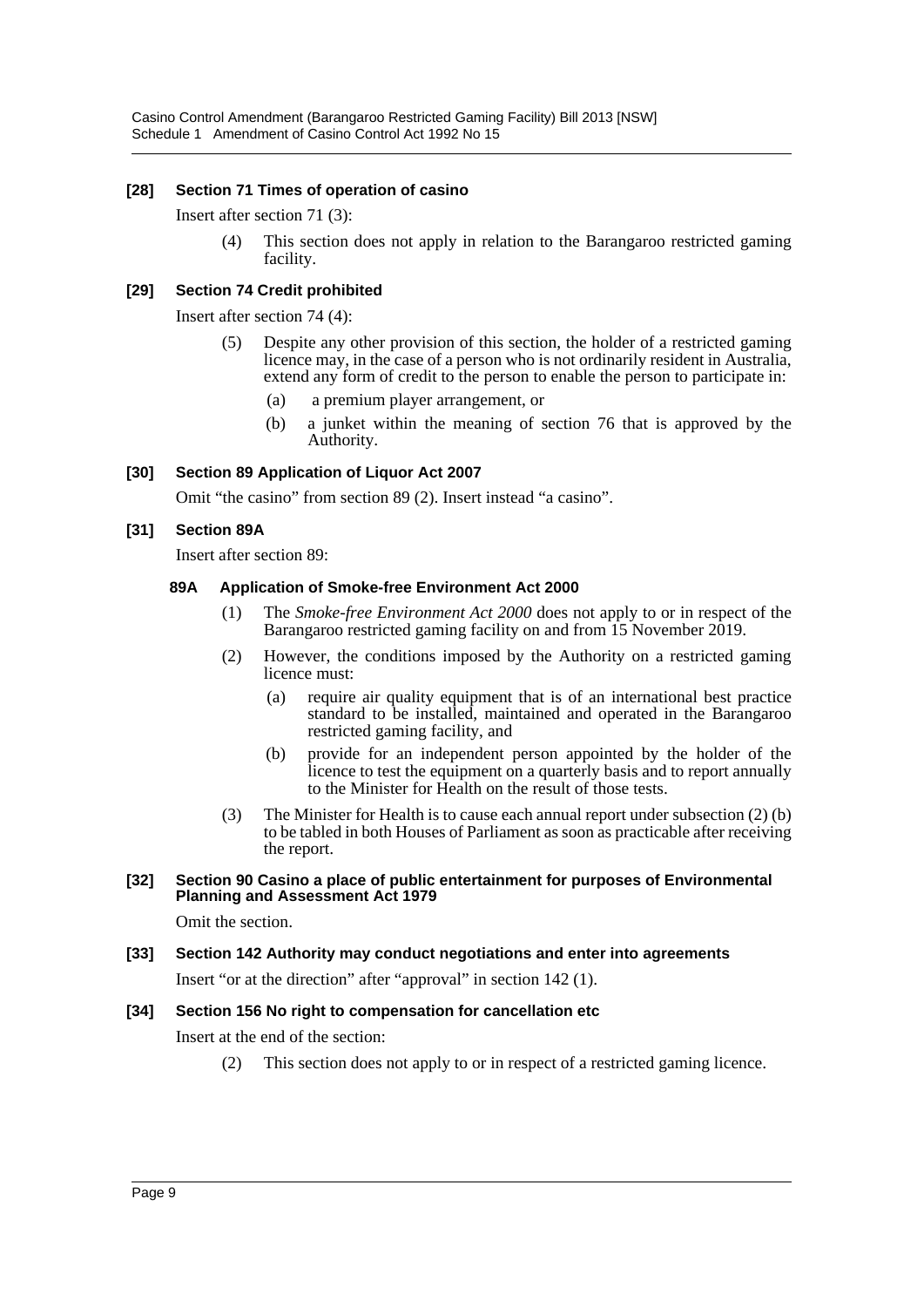### [28] Section 71 Times of operation of casino

Insert after section 71 (3):

(4) This section does not apply in relation to the Barangaroo restricted gaming facility.

### [29] Section 74 Credit prohibited

Insert after section 74 (4):

(5) Despite any other provision of this section, the holder of a restricted gaming licence may, in the case of a person who is not ordinarily resident in Australia, extend any form of credit to the person to enable the person to participate in:

(a) a premium player arrangement, or

(b) a junket within the meaning of section 76 that is approved by the Authority.

### [30] Section 89 Application of Liquor Act 2007

Omit "the casino" from section 89 (2). Insert instead "a casino".

### [31] Section 89A

Insert after section 89:

#### 89A Application of Smoke-free Environment Act 2000

(1) The *Smoke-free Environment Act 2000* does not apply to or in respect of the Barangaroo restricted gaming facility on and from 15 November 2019.

(2) However, the conditions imposed by the Authority on a restricted gaming licence must:

(a) require air quality equipment that is of an international best practice standard to be installed, maintained and operated in the Barangaroo restricted gaming facility, and

(b) provide for an independent person appointed by the holder of the licence to test the equipment on a quarterly basis and to report annually to the Minister for Health on the result of those tests.

(3) The Minister for Health is to cause each annual report under subsection (2) (b) to be tabled in both Houses of Parliament as soon as practicable after receiving the report.

### [32] Section 90 Casino a place of public entertainment for purposes of Environmental Planning and Assessment Act 1979

Omit the section.

### [33] Section 142 Authority may conduct negotiations and enter into agreements

Insert "or at the direction" after "approval" in section 142 (1).

### [34] Section 156 No right to compensation for cancellation etc

Insert at the end of the section:

(2) This section does not apply to or in respect of a restricted gaming licence.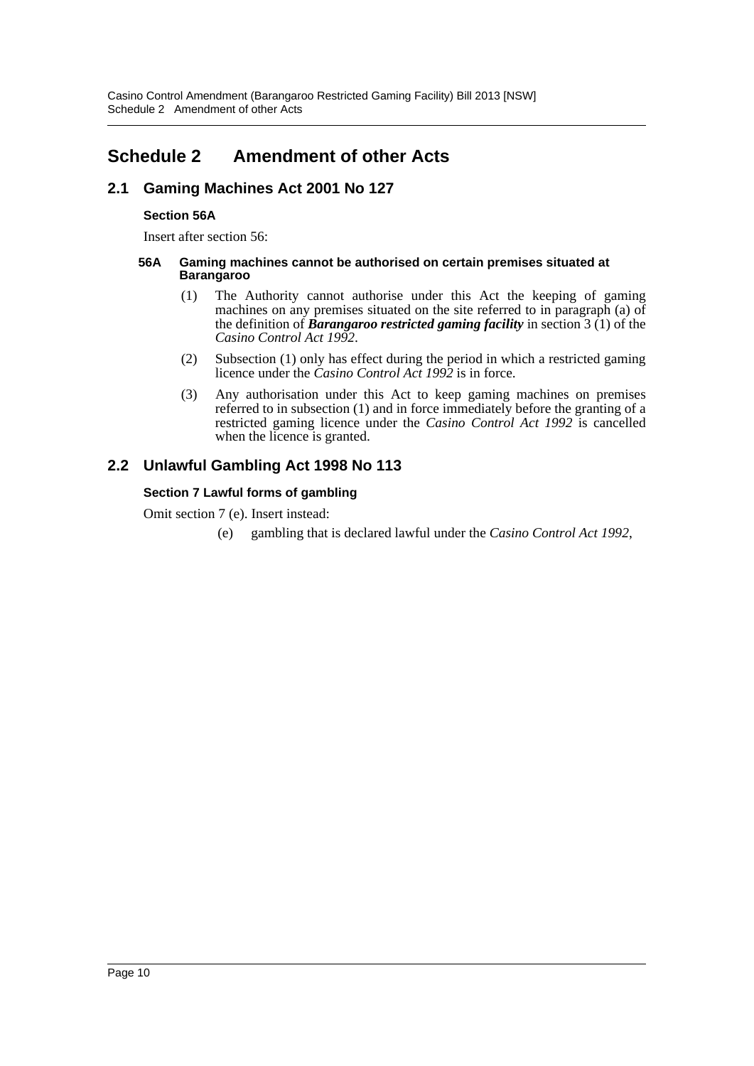# Schedule 2 Amendment of other Acts

## 2.1 Gaming Machines Act 2001 No 127

### Section 56A

Insert after section 56:

#### 56A Gaming machines cannot be authorised on certain premises situated at Barangaroo

(1) The Authority cannot authorise under this Act the keeping of gaming machines on any premises situated on the site referred to in paragraph (a) of the definition of ***Barangaroo restricted gaming facility*** in section 3 (1) of the *Casino Control Act 1992*.

(2) Subsection (1) only has effect during the period in which a restricted gaming licence under the *Casino Control Act 1992* is in force.

(3) Any authorisation under this Act to keep gaming machines on premises referred to in subsection (1) and in force immediately before the granting of a restricted gaming licence under the *Casino Control Act 1992* is cancelled when the licence is granted.

## 2.2 Unlawful Gambling Act 1998 No 113

### Section 7 Lawful forms of gambling

Omit section 7 (e). Insert instead:

(e) gambling that is declared lawful under the *Casino Control Act 1992*,